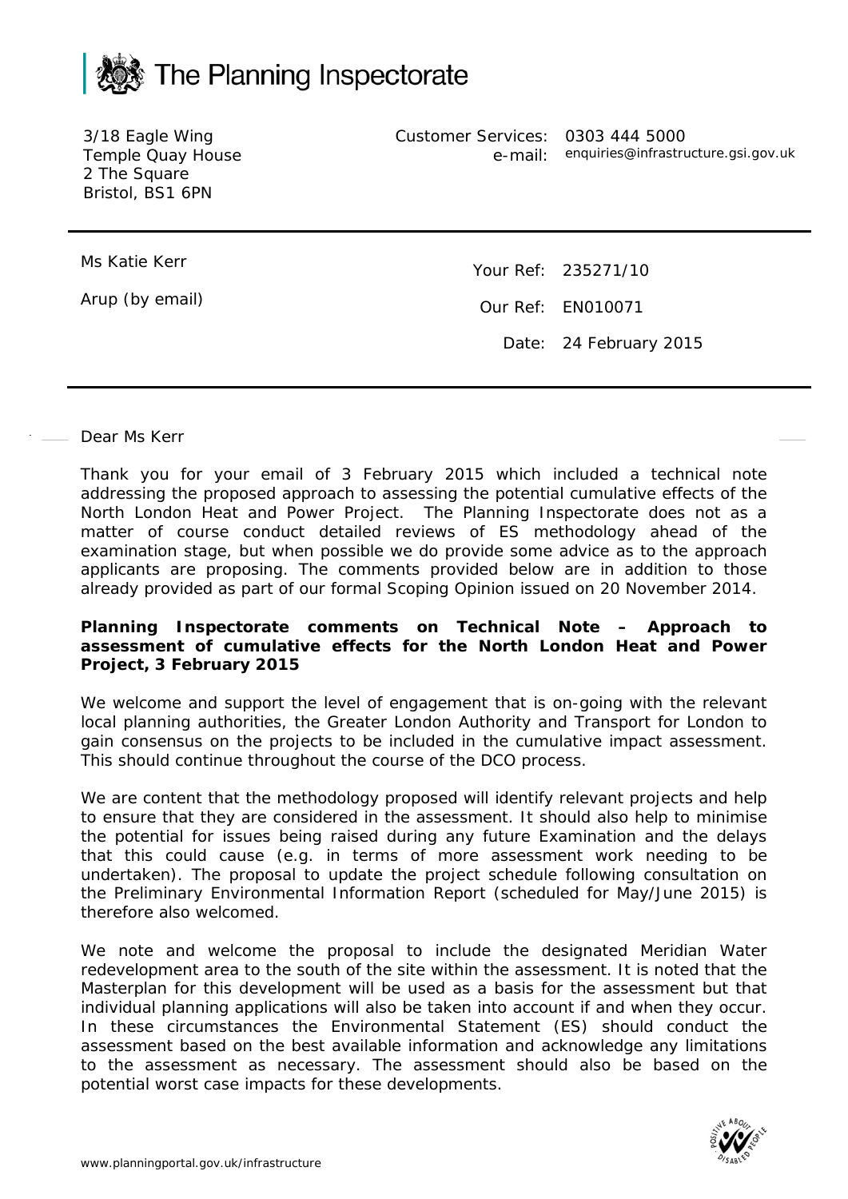# The Planning Inspectorate

3/18 Eagle Wing
Temple Quay House
2 The Square
Bristol, BS1 6PN

Customer Services: 0303 444 5000
e-mail: enquiries@infrastructure.gsi.gov.uk

Ms Katie Kerr

Arup (by email)

Your Ref: 235271/10

Our Ref: EN010071

Date: 24 February 2015

Dear Ms Kerr

Thank you for your email of 3 February 2015 which included a technical note addressing the proposed approach to assessing the potential cumulative effects of the North London Heat and Power Project. The Planning Inspectorate does not as a matter of course conduct detailed reviews of ES methodology ahead of the examination stage, but when possible we do provide some advice as to the approach applicants are proposing. The comments provided below are in addition to those already provided as part of our formal Scoping Opinion issued on 20 November 2014.

**Planning Inspectorate comments on Technical Note – Approach to assessment of cumulative effects for the North London Heat and Power Project, 3 February 2015**

We welcome and support the level of engagement that is on-going with the relevant local planning authorities, the Greater London Authority and Transport for London to gain consensus on the projects to be included in the cumulative impact assessment. This should continue throughout the course of the DCO process.

We are content that the methodology proposed will identify relevant projects and help to ensure that they are considered in the assessment. It should also help to minimise the potential for issues being raised during any future Examination and the delays that this could cause (e.g. in terms of more assessment work needing to be undertaken). The proposal to update the project schedule following consultation on the Preliminary Environmental Information Report (scheduled for May/June 2015) is therefore also welcomed.

We note and welcome the proposal to include the designated Meridian Water redevelopment area to the south of the site within the assessment. It is noted that the Masterplan for this development will be used as a basis for the assessment but that individual planning applications will also be taken into account if and when they occur. In these circumstances the Environmental Statement (ES) should conduct the assessment based on the best available information and acknowledge any limitations to the assessment as necessary. The assessment should also be based on the potential worst case impacts for these developments.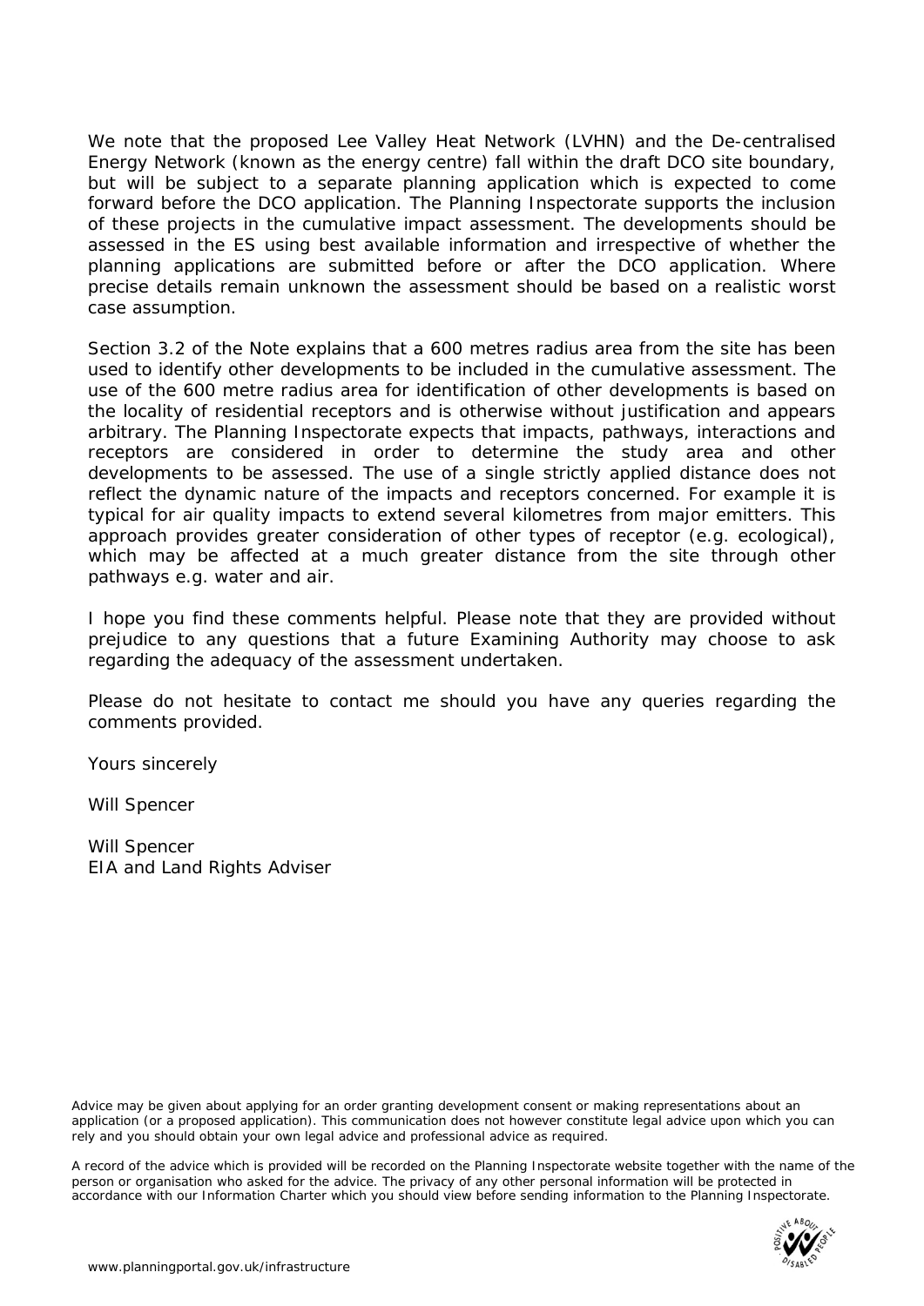We note that the proposed Lee Valley Heat Network (LVHN) and the De-centralised Energy Network (known as the energy centre) fall within the draft DCO site boundary, but will be subject to a separate planning application which is expected to come forward before the DCO application. The Planning Inspectorate supports the inclusion of these projects in the cumulative impact assessment. The developments should be assessed in the ES using best available information and irrespective of whether the planning applications are submitted before or after the DCO application. Where precise details remain unknown the assessment should be based on a realistic worst case assumption.

Section 3.2 of the Note explains that a 600 metres radius area from the site has been used to identify other developments to be included in the cumulative assessment. The use of the 600 metre radius area for identification of other developments is based on the locality of residential receptors and is otherwise without justification and appears arbitrary. The Planning Inspectorate expects that impacts, pathways, interactions and receptors are considered in order to determine the study area and other developments to be assessed. The use of a single strictly applied distance does not reflect the dynamic nature of the impacts and receptors concerned. For example it is typical for air quality impacts to extend several kilometres from major emitters. This approach provides greater consideration of other types of receptor (e.g. ecological), which may be affected at a much greater distance from the site through other pathways e.g. water and air.

I hope you find these comments helpful. Please note that they are provided without prejudice to any questions that a future Examining Authority may choose to ask regarding the adequacy of the assessment undertaken.

Please do not hesitate to contact me should you have any queries regarding the comments provided.

Yours sincerely

Will Spencer

Will Spencer
EIA and Land Rights Adviser

Advice may be given about applying for an order granting development consent or making representations about an application (or a proposed application). This communication does not however constitute legal advice upon which you can rely and you should obtain your own legal advice and professional advice as required.

A record of the advice which is provided will be recorded on the Planning Inspectorate website together with the name of the person or organisation who asked for the advice. The privacy of any other personal information will be protected in accordance with our Information Charter which you should view before sending information to the Planning Inspectorate.

www.planningportal.gov.uk/infrastructure